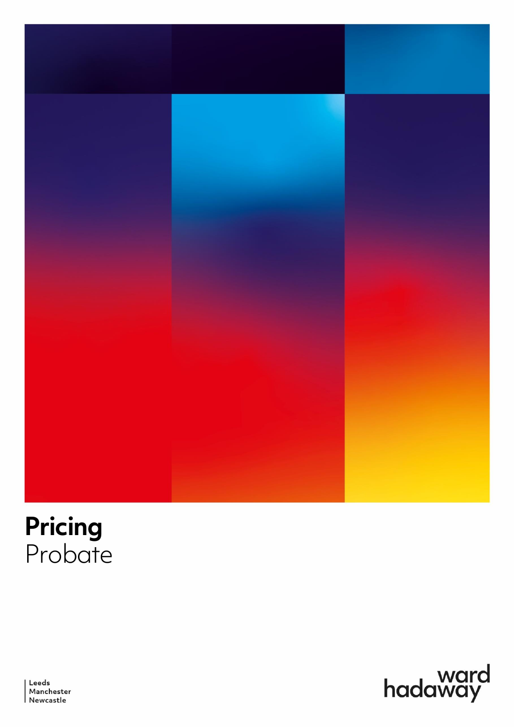# Pricing
Probate

Leeds
Manchester
Newcastle

ward hadaway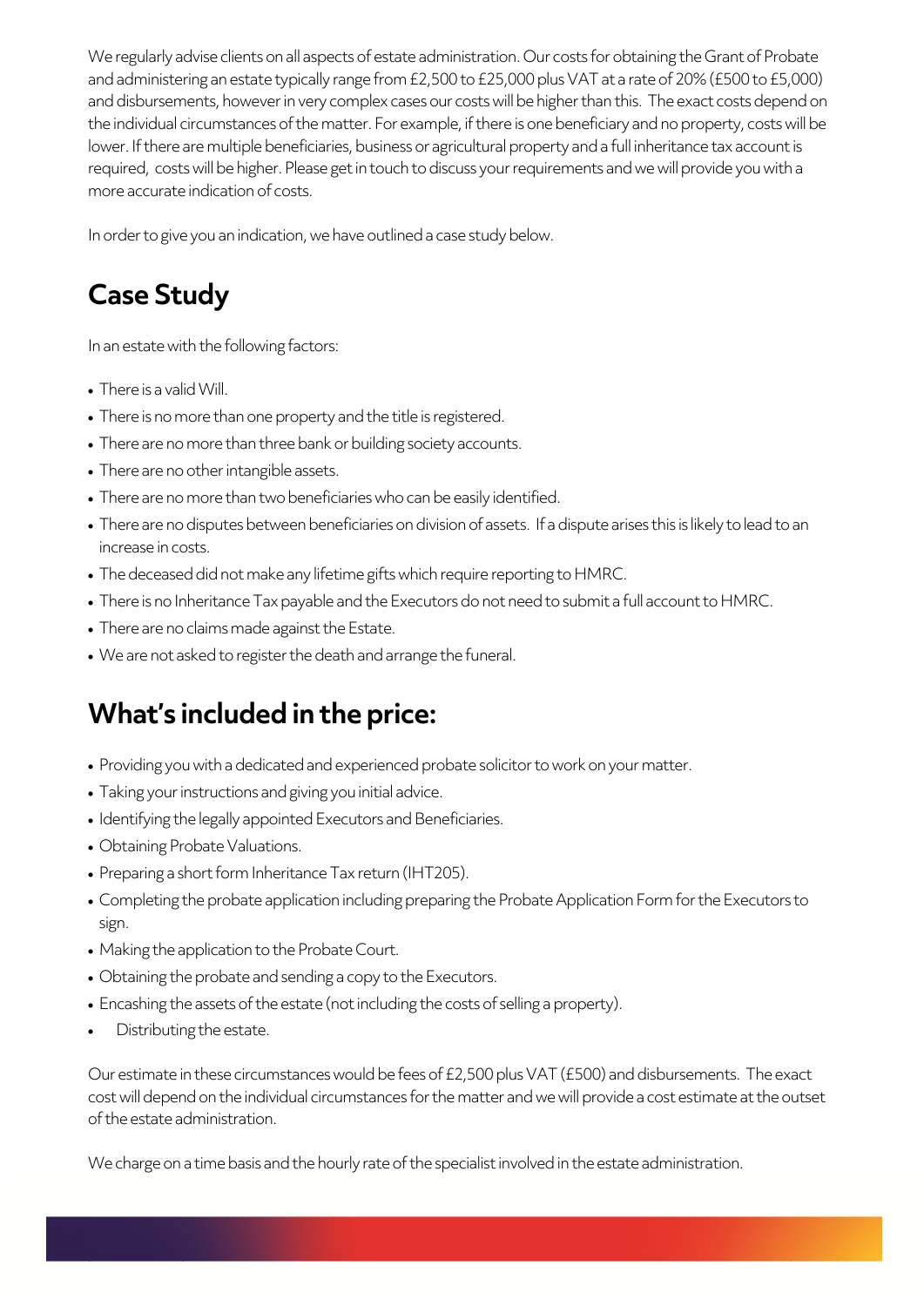We regularly advise clients on all aspects of estate administration. Our costs for obtaining the Grant of Probate and administering an estate typically range from £2,500 to £25,000 plus VAT at a rate of 20% (£500 to £5,000) and disbursements, however in very complex cases our costs will be higher than this. The exact costs depend on the individual circumstances of the matter. For example, if there is one beneficiary and no property, costs will be lower. If there are multiple beneficiaries, business or agricultural property and a full inheritance tax account is required, costs will be higher. Please get in touch to discuss your requirements and we will provide you with a more accurate indication of costs.

In order to give you an indication, we have outlined a case study below.

## Case Study

In an estate with the following factors:

- There is a valid Will.
- There is no more than one property and the title is registered.
- There are no more than three bank or building society accounts.
- There are no other intangible assets.
- There are no more than two beneficiaries who can be easily identified.
- There are no disputes between beneficiaries on division of assets. If a dispute arises this is likely to lead to an increase in costs.
- The deceased did not make any lifetime gifts which require reporting to HMRC.
- There is no Inheritance Tax payable and the Executors do not need to submit a full account to HMRC.
- There are no claims made against the Estate.
- We are not asked to register the death and arrange the funeral.

## What's included in the price:

- Providing you with a dedicated and experienced probate solicitor to work on your matter.
- Taking your instructions and giving you initial advice.
- Identifying the legally appointed Executors and Beneficiaries.
- Obtaining Probate Valuations.
- Preparing a short form Inheritance Tax return (IHT205).
- Completing the probate application including preparing the Probate Application Form for the Executors to sign.
- Making the application to the Probate Court.
- Obtaining the probate and sending a copy to the Executors.
- Encashing the assets of the estate (not including the costs of selling a property).
- Distributing the estate.

Our estimate in these circumstances would be fees of £2,500 plus VAT (£500) and disbursements. The exact cost will depend on the individual circumstances for the matter and we will provide a cost estimate at the outset of the estate administration.

We charge on a time basis and the hourly rate of the specialist involved in the estate administration.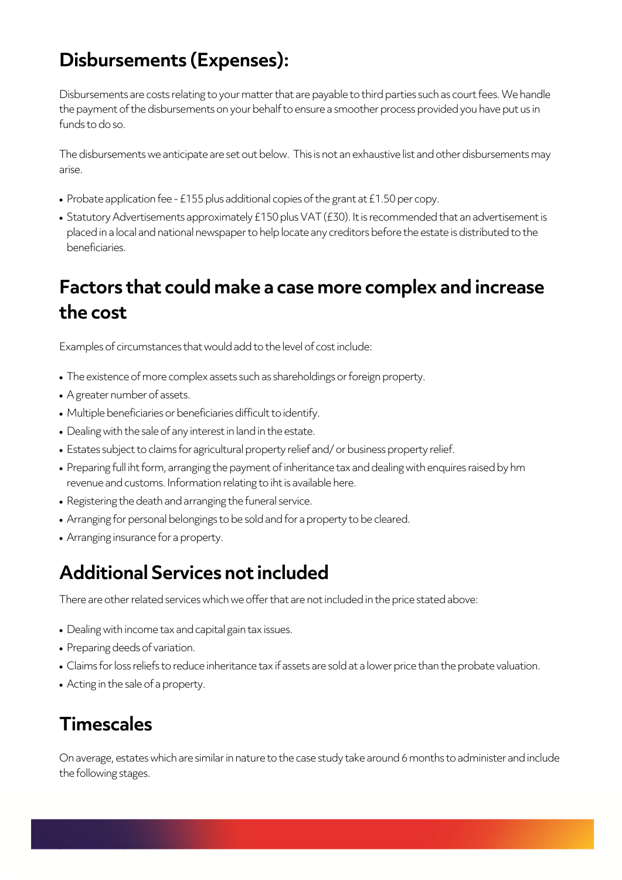## Disbursements (Expenses):

Disbursements are costs relating to your matter that are payable to third parties such as court fees. We handle the payment of the disbursements on your behalf to ensure a smoother process provided you have put us in funds to do so.

The disbursements we anticipate are set out below. This is not an exhaustive list and other disbursements may arise.

- Probate application fee - £155 plus additional copies of the grant at £1.50 per copy.
- Statutory Advertisements approximately £150 plus VAT (£30). It is recommended that an advertisement is placed in a local and national newspaper to help locate any creditors before the estate is distributed to the beneficiaries.

## Factors that could make a case more complex and increase the cost

Examples of circumstances that would add to the level of cost include:

- The existence of more complex assets such as shareholdings or foreign property.
- A greater number of assets.
- Multiple beneficiaries or beneficiaries difficult to identify.
- Dealing with the sale of any interest in land in the estate.
- Estates subject to claims for agricultural property relief and/ or business property relief.
- Preparing full iht form, arranging the payment of inheritance tax and dealing with enquires raised by hm revenue and customs. Information relating to iht is available here.
- Registering the death and arranging the funeral service.
- Arranging for personal belongings to be sold and for a property to be cleared.
- Arranging insurance for a property.

## Additional Services not included

There are other related services which we offer that are not included in the price stated above:

- Dealing with income tax and capital gain tax issues.
- Preparing deeds of variation.
- Claims for loss reliefs to reduce inheritance tax if assets are sold at a lower price than the probate valuation.
- Acting in the sale of a property.

## Timescales

On average, estates which are similar in nature to the case study take around 6 months to administer and include the following stages.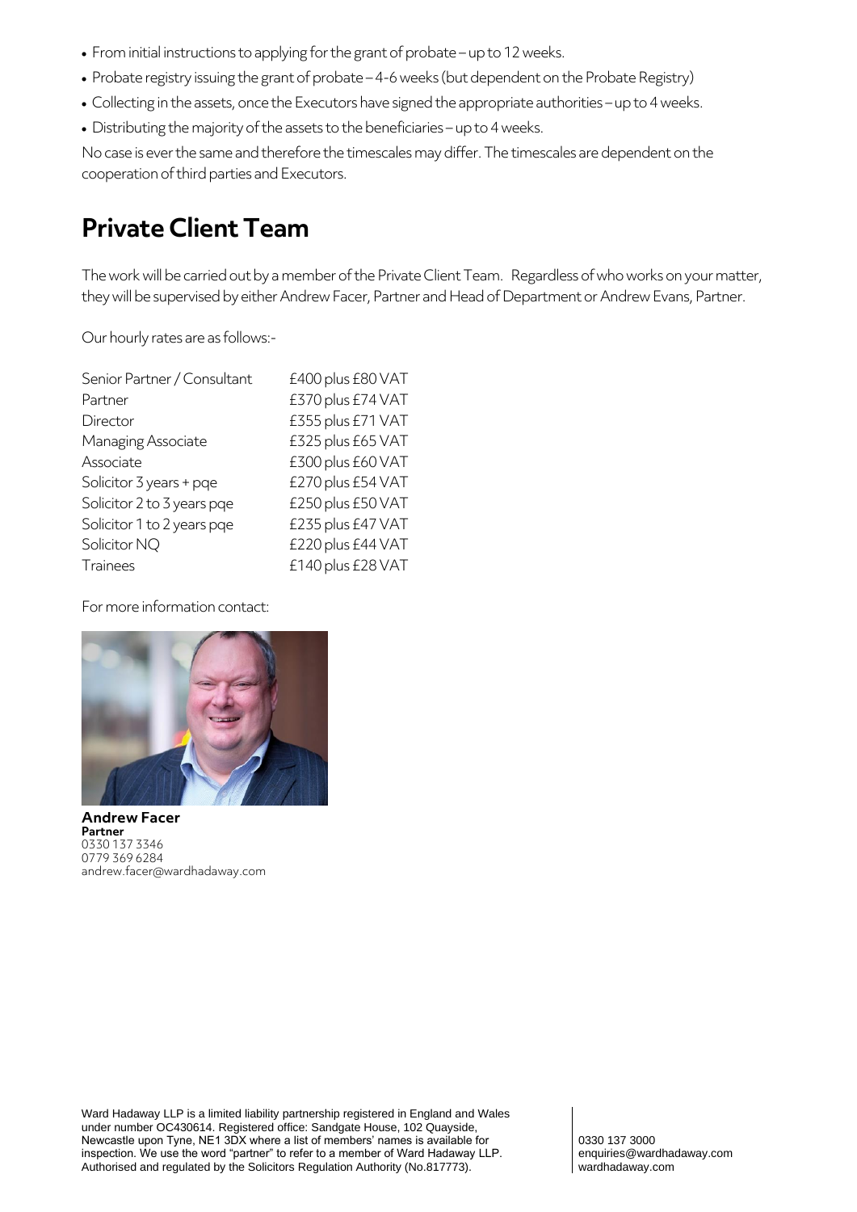- From initial instructions to applying for the grant of probate – up to 12 weeks.
- Probate registry issuing the grant of probate – 4-6 weeks (but dependent on the Probate Registry)
- Collecting in the assets, once the Executors have signed the appropriate authorities – up to 4 weeks.
- Distributing the majority of the assets to the beneficiaries – up to 4 weeks.

No case is ever the same and therefore the timescales may differ. The timescales are dependent on the cooperation of third parties and Executors.

## Private Client Team

The work will be carried out by a member of the Private Client Team. Regardless of who works on your matter, they will be supervised by either Andrew Facer, Partner and Head of Department or Andrew Evans, Partner.

Our hourly rates are as follows:-

| | |
|---|---|
| Senior Partner / Consultant | £400 plus £80 VAT |
| Partner | £370 plus £74 VAT |
| Director | £355 plus £71 VAT |
| Managing Associate | £325 plus £65 VAT |
| Associate | £300 plus £60 VAT |
| Solicitor 3 years + pqe | £270 plus £54 VAT |
| Solicitor 2 to 3 years pqe | £250 plus £50 VAT |
| Solicitor 1 to 2 years pqe | £235 plus £47 VAT |
| Solicitor NQ | £220 plus £44 VAT |
| Trainees | £140 plus £28 VAT |

For more information contact:

**Andrew Facer**
**Partner**
0330 137 3346
0779 369 6284
andrew.facer@wardhadaway.com

Ward Hadaway LLP is a limited liability partnership registered in England and Wales under number OC430614. Registered office: Sandgate House, 102 Quayside, Newcastle upon Tyne, NE1 3DX where a list of members' names is available for inspection. We use the word "partner" to refer to a member of Ward Hadaway LLP. Authorised and regulated by the Solicitors Regulation Authority (No.817773).

0330 137 3000
enquiries@wardhadaway.com
wardhadaway.com